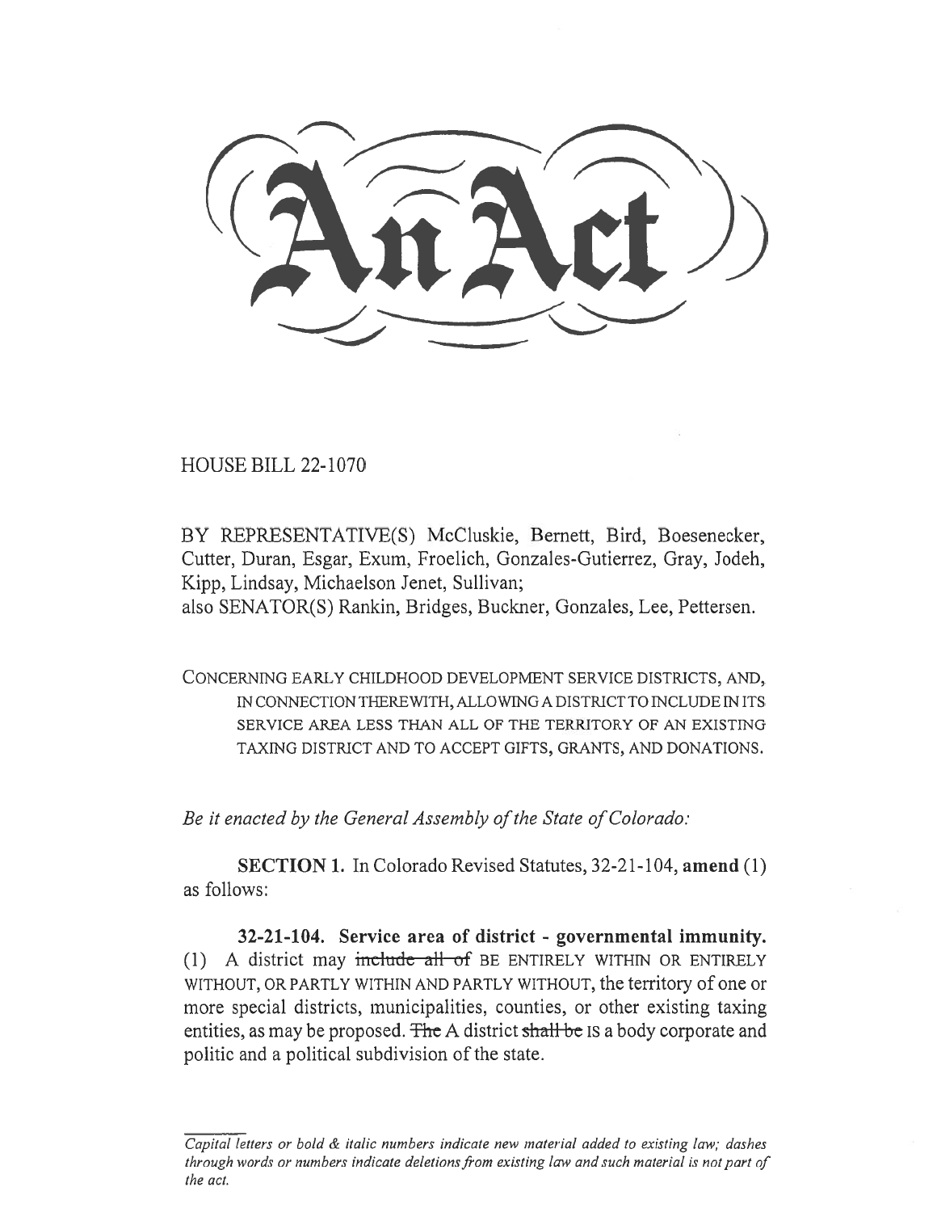# An Act

HOUSE BILL 22-1070

BY REPRESENTATIVE(S) McCluskie, Bernett, Bird, Boesenecker, Cutter, Duran, Esgar, Exum, Froelich, Gonzales-Gutierrez, Gray, Jodeh, Kipp, Lindsay, Michaelson Jenet, Sullivan;
also SENATOR(S) Rankin, Bridges, Buckner, Gonzales, Lee, Pettersen.

CONCERNING EARLY CHILDHOOD DEVELOPMENT SERVICE DISTRICTS, AND, IN CONNECTION THEREWITH, ALLOWING A DISTRICT TO INCLUDE IN ITS SERVICE AREA LESS THAN ALL OF THE TERRITORY OF AN EXISTING TAXING DISTRICT AND TO ACCEPT GIFTS, GRANTS, AND DONATIONS.

*Be it enacted by the General Assembly of the State of Colorado:*

**SECTION 1.** In Colorado Revised Statutes, 32-21-104, **amend** (1) as follows:

**32-21-104. Service area of district - governmental immunity.** (1) A district may ~~include all of~~ BE ENTIRELY WITHIN OR ENTIRELY WITHOUT, OR PARTLY WITHIN AND PARTLY WITHOUT, the territory of one or more special districts, municipalities, counties, or other existing taxing entities, as may be proposed. ~~The~~ A district ~~shall be~~ IS a body corporate and politic and a political subdivision of the state.

*Capital letters or bold & italic numbers indicate new material added to existing law; dashes through words or numbers indicate deletions from existing law and such material is not part of the act.*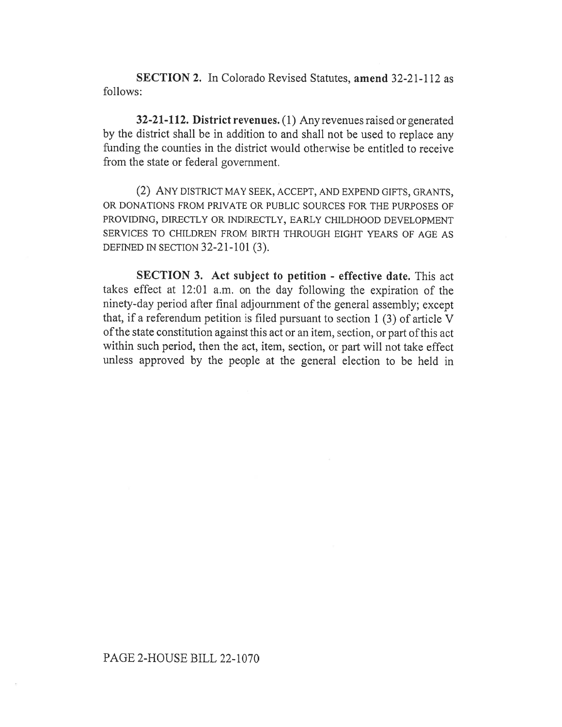**SECTION 2.** In Colorado Revised Statutes, **amend** 32-21-112 as follows:

**32-21-112. District revenues.** (1) Any revenues raised or generated by the district shall be in addition to and shall not be used to replace any funding the counties in the district would otherwise be entitled to receive from the state or federal government.

(2) ANY DISTRICT MAY SEEK, ACCEPT, AND EXPEND GIFTS, GRANTS, OR DONATIONS FROM PRIVATE OR PUBLIC SOURCES FOR THE PURPOSES OF PROVIDING, DIRECTLY OR INDIRECTLY, EARLY CHILDHOOD DEVELOPMENT SERVICES TO CHILDREN FROM BIRTH THROUGH EIGHT YEARS OF AGE AS DEFINED IN SECTION 32-21-101 (3).

**SECTION 3. Act subject to petition - effective date.** This act takes effect at 12:01 a.m. on the day following the expiration of the ninety-day period after final adjournment of the general assembly; except that, if a referendum petition is filed pursuant to section 1 (3) of article V of the state constitution against this act or an item, section, or part of this act within such period, then the act, item, section, or part will not take effect unless approved by the people at the general election to be held in

PAGE 2-HOUSE BILL 22-1070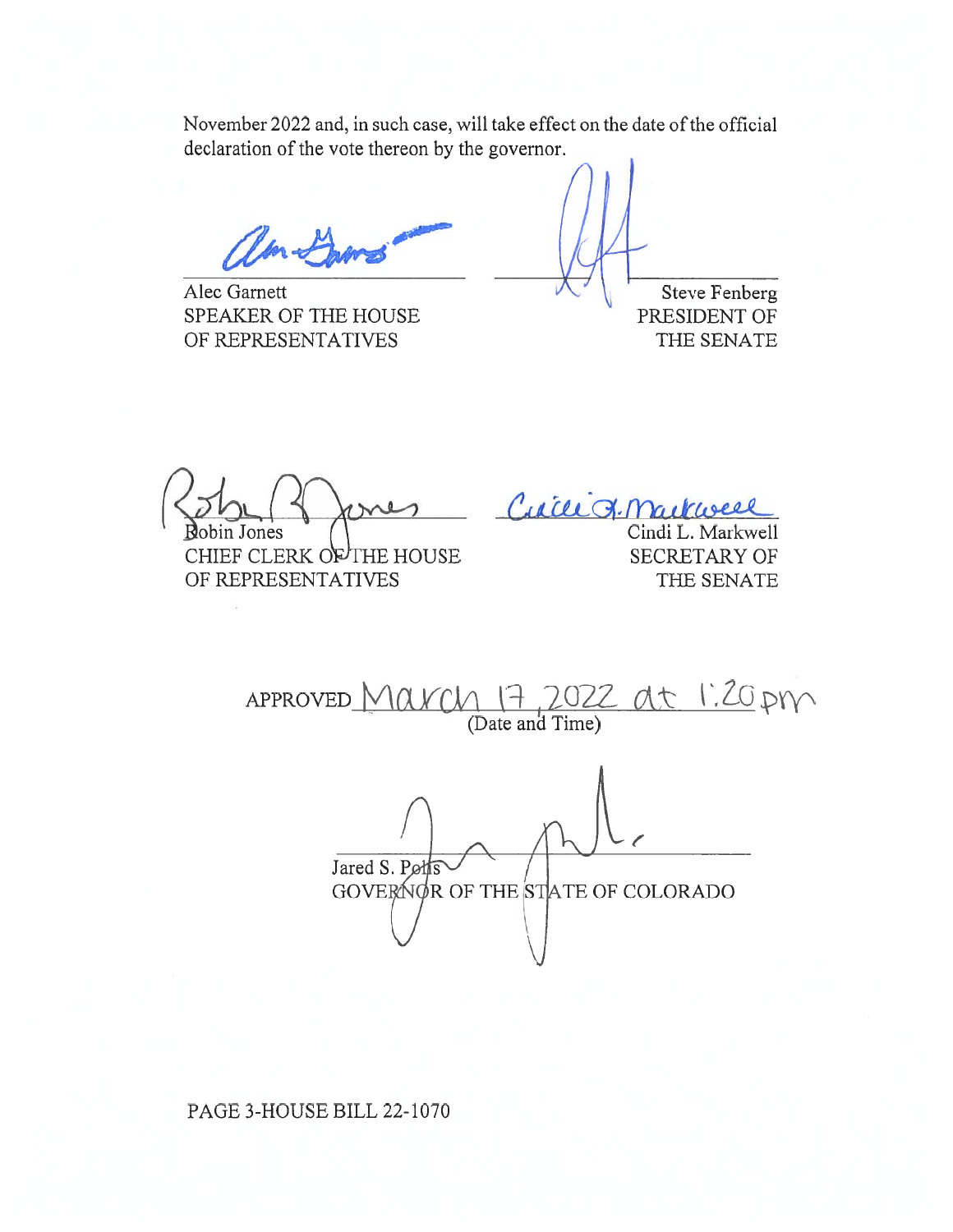November 2022 and, in such case, will take effect on the date of the official declaration of the vote thereon by the governor.

Alec Garnett
SPEAKER OF THE HOUSE
OF REPRESENTATIVES

Steve Fenberg
PRESIDENT OF
THE SENATE

Robin Jones
CHIEF CLERK OF THE HOUSE
OF REPRESENTATIVES

Cindi L. Markwell
SECRETARY OF
THE SENATE

APPROVED March 17, 2022 at 1:20 pm
(Date and Time)

Jared S. Polis
GOVERNOR OF THE STATE OF COLORADO

PAGE 3-HOUSE BILL 22-1070